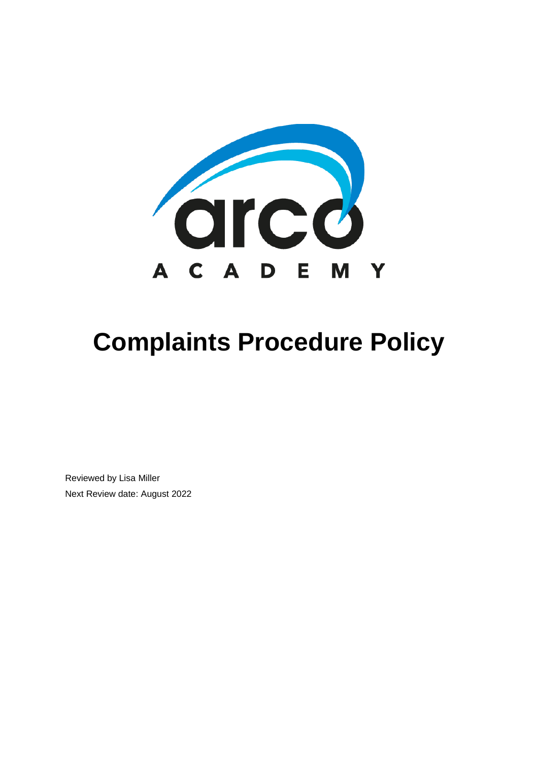arco

ACADEMY

# Complaints Procedure Policy

Reviewed by Lisa Miller

Next Review date: August 2022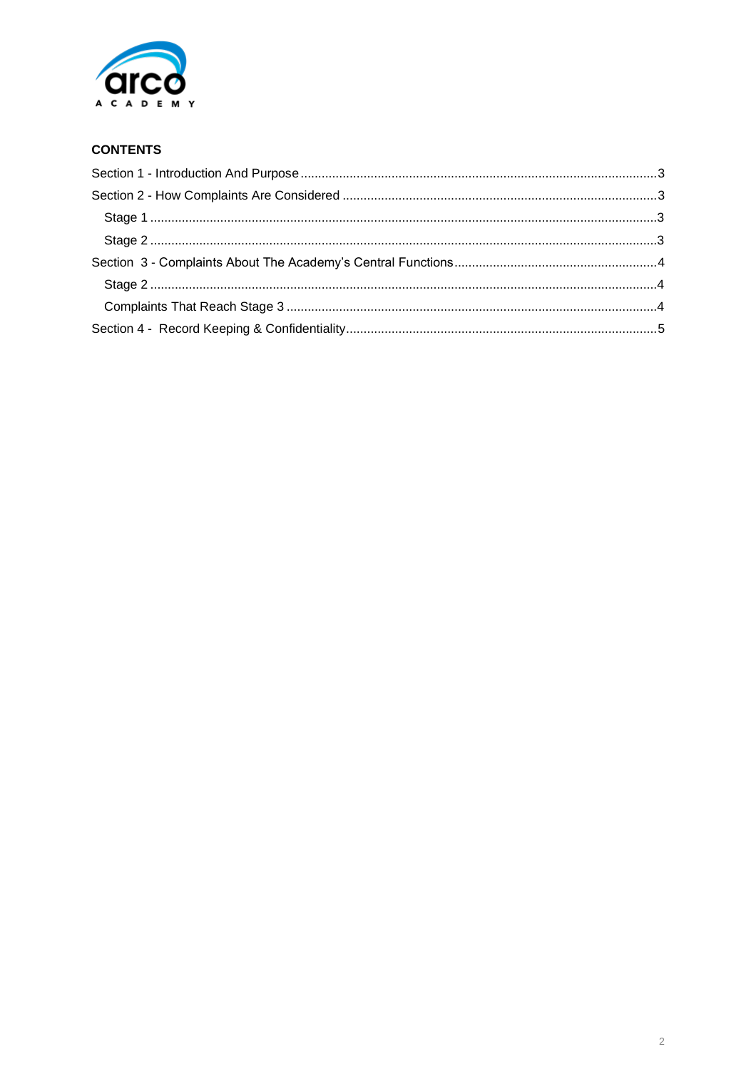## CONTENTS

- Section 1 - Introduction And Purpose ..... 3
- Section 2 - How Complaints Are Considered ..... 3
  - Stage 1 ..... 3
  - Stage 2 ..... 3
- Section 3 - Complaints About The Academy's Central Functions ..... 4
  - Stage 2 ..... 4
  - Complaints That Reach Stage 3 ..... 4
- Section 4 - Record Keeping & Confidentiality ..... 5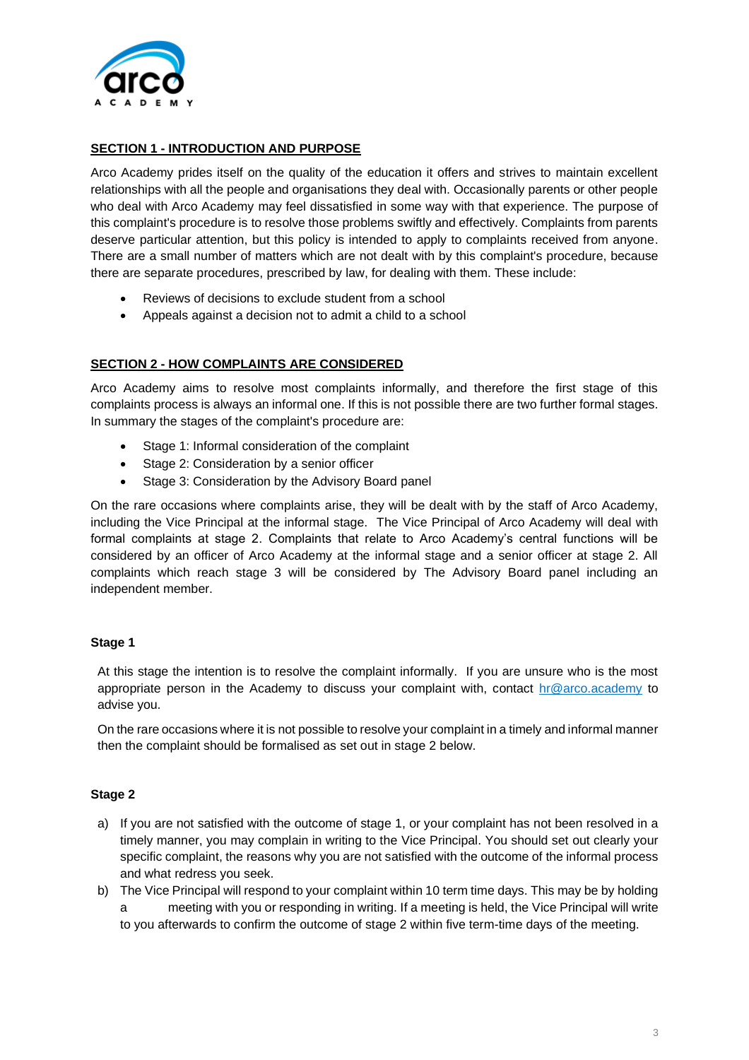## SECTION 1 - INTRODUCTION AND PURPOSE

Arco Academy prides itself on the quality of the education it offers and strives to maintain excellent relationships with all the people and organisations they deal with. Occasionally parents or other people who deal with Arco Academy may feel dissatisfied in some way with that experience. The purpose of this complaint's procedure is to resolve those problems swiftly and effectively. Complaints from parents deserve particular attention, but this policy is intended to apply to complaints received from anyone. There are a small number of matters which are not dealt with by this complaint's procedure, because there are separate procedures, prescribed by law, for dealing with them. These include:

- Reviews of decisions to exclude student from a school
- Appeals against a decision not to admit a child to a school

## SECTION 2 - HOW COMPLAINTS ARE CONSIDERED

Arco Academy aims to resolve most complaints informally, and therefore the first stage of this complaints process is always an informal one. If this is not possible there are two further formal stages. In summary the stages of the complaint's procedure are:

- Stage 1: Informal consideration of the complaint
- Stage 2: Consideration by a senior officer
- Stage 3: Consideration by the Advisory Board panel

On the rare occasions where complaints arise, they will be dealt with by the staff of Arco Academy, including the Vice Principal at the informal stage. The Vice Principal of Arco Academy will deal with formal complaints at stage 2. Complaints that relate to Arco Academy's central functions will be considered by an officer of Arco Academy at the informal stage and a senior officer at stage 2. All complaints which reach stage 3 will be considered by The Advisory Board panel including an independent member.

### Stage 1

At this stage the intention is to resolve the complaint informally. If you are unsure who is the most appropriate person in the Academy to discuss your complaint with, contact hr@arco.academy to advise you.

On the rare occasions where it is not possible to resolve your complaint in a timely and informal manner then the complaint should be formalised as set out in stage 2 below.

### Stage 2

a) If you are not satisfied with the outcome of stage 1, or your complaint has not been resolved in a timely manner, you may complain in writing to the Vice Principal. You should set out clearly your specific complaint, the reasons why you are not satisfied with the outcome of the informal process and what redress you seek.

b) The Vice Principal will respond to your complaint within 10 term time days. This may be by holding a meeting with you or responding in writing. If a meeting is held, the Vice Principal will write to you afterwards to confirm the outcome of stage 2 within five term-time days of the meeting.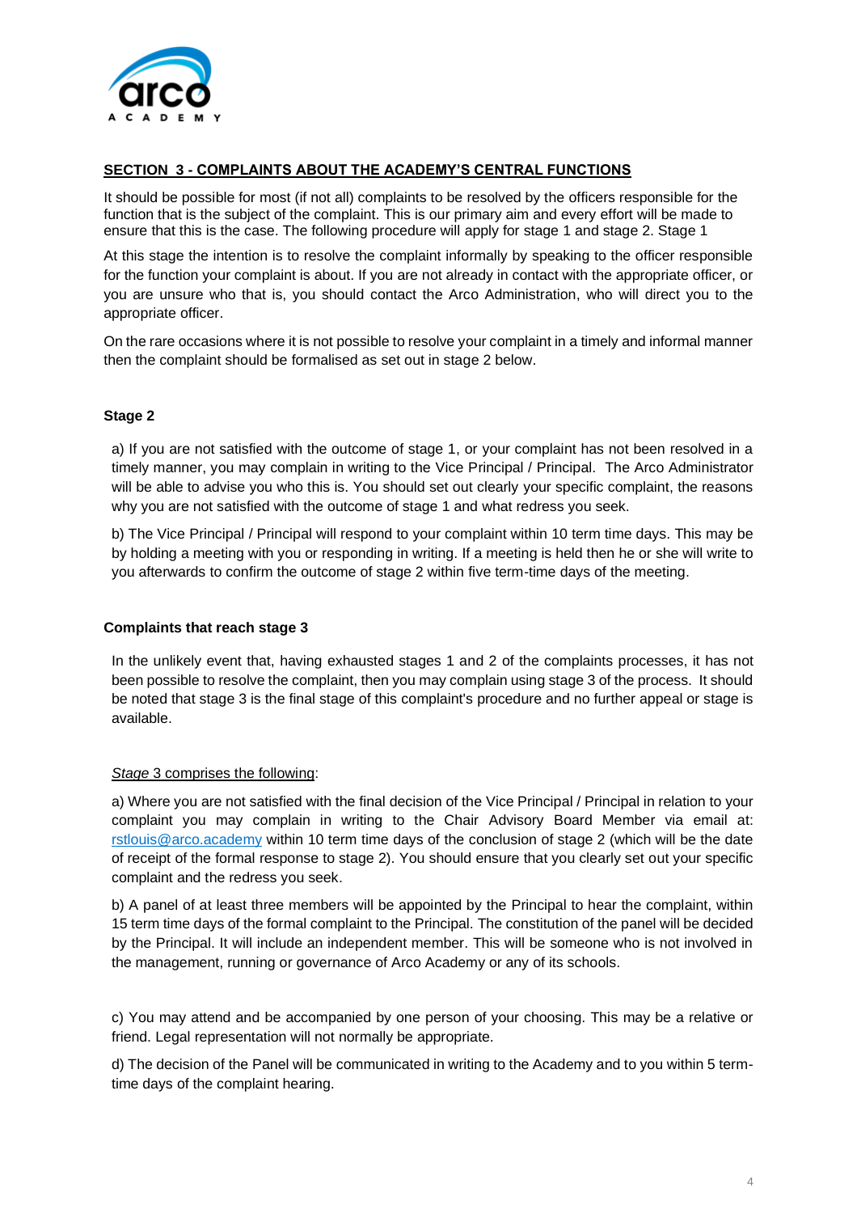## SECTION 3 - COMPLAINTS ABOUT THE ACADEMY'S CENTRAL FUNCTIONS

It should be possible for most (if not all) complaints to be resolved by the officers responsible for the function that is the subject of the complaint. This is our primary aim and every effort will be made to ensure that this is the case. The following procedure will apply for stage 1 and stage 2. Stage 1

At this stage the intention is to resolve the complaint informally by speaking to the officer responsible for the function your complaint is about. If you are not already in contact with the appropriate officer, or you are unsure who that is, you should contact the Arco Administration, who will direct you to the appropriate officer.

On the rare occasions where it is not possible to resolve your complaint in a timely and informal manner then the complaint should be formalised as set out in stage 2 below.

### Stage 2

a) If you are not satisfied with the outcome of stage 1, or your complaint has not been resolved in a timely manner, you may complain in writing to the Vice Principal / Principal. The Arco Administrator will be able to advise you who this is. You should set out clearly your specific complaint, the reasons why you are not satisfied with the outcome of stage 1 and what redress you seek.

b) The Vice Principal / Principal will respond to your complaint within 10 term time days. This may be by holding a meeting with you or responding in writing. If a meeting is held then he or she will write to you afterwards to confirm the outcome of stage 2 within five term-time days of the meeting.

### Complaints that reach stage 3

In the unlikely event that, having exhausted stages 1 and 2 of the complaints processes, it has not been possible to resolve the complaint, then you may complain using stage 3 of the process. It should be noted that stage 3 is the final stage of this complaint's procedure and no further appeal or stage is available.

*Stage* 3 comprises the following:

a) Where you are not satisfied with the final decision of the Vice Principal / Principal in relation to your complaint you may complain in writing to the Chair Advisory Board Member via email at: rstlouis@arco.academy within 10 term time days of the conclusion of stage 2 (which will be the date of receipt of the formal response to stage 2). You should ensure that you clearly set out your specific complaint and the redress you seek.

b) A panel of at least three members will be appointed by the Principal to hear the complaint, within 15 term time days of the formal complaint to the Principal. The constitution of the panel will be decided by the Principal. It will include an independent member. This will be someone who is not involved in the management, running or governance of Arco Academy or any of its schools.

c) You may attend and be accompanied by one person of your choosing. This may be a relative or friend. Legal representation will not normally be appropriate.

d) The decision of the Panel will be communicated in writing to the Academy and to you within 5 term-time days of the complaint hearing.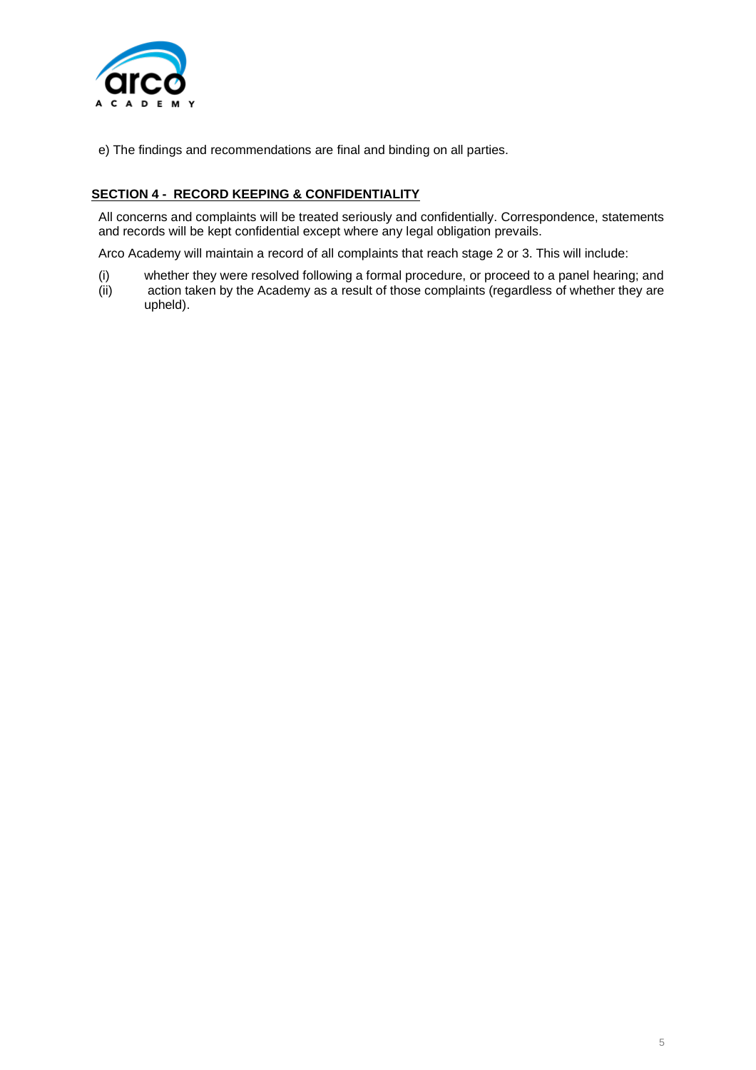e) The findings and recommendations are final and binding on all parties.

## SECTION 4 - RECORD KEEPING & CONFIDENTIALITY

All concerns and complaints will be treated seriously and confidentially. Correspondence, statements and records will be kept confidential except where any legal obligation prevails.

Arco Academy will maintain a record of all complaints that reach stage 2 or 3. This will include:

(i) whether they were resolved following a formal procedure, or proceed to a panel hearing; and
(ii) action taken by the Academy as a result of those complaints (regardless of whether they are upheld).